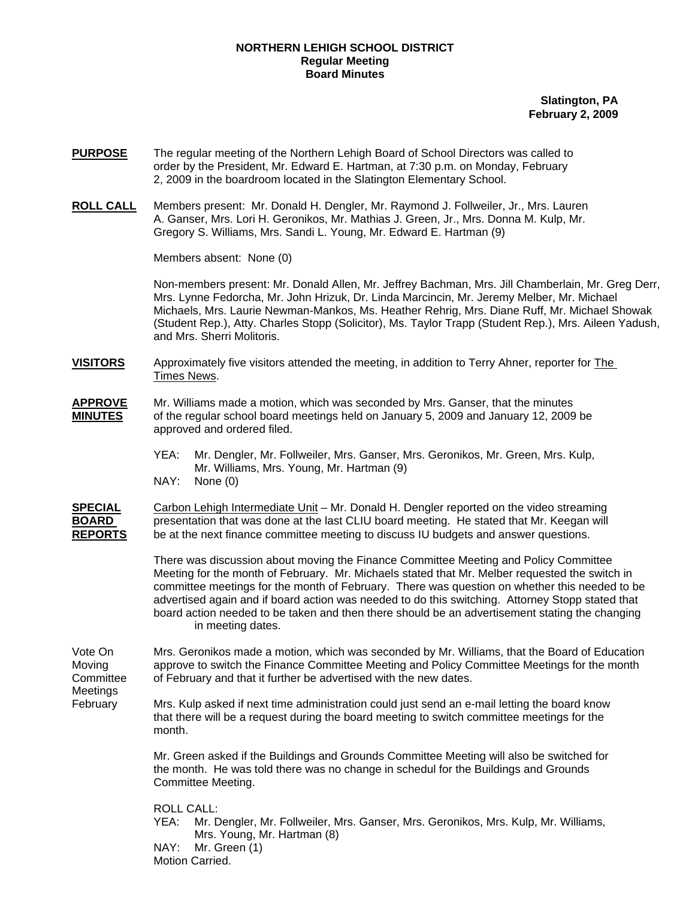**NORTHERN LEHIGH SCHOOL DISTRICT**
**Regular Meeting**
**Board Minutes**

**Slatington, PA**
**February 2, 2009**

**PURPOSE** The regular meeting of the Northern Lehigh Board of School Directors was called to order by the President, Mr. Edward E. Hartman, at 7:30 p.m. on Monday, February 2, 2009 in the boardroom located in the Slatington Elementary School.

**ROLL CALL** Members present: Mr. Donald H. Dengler, Mr. Raymond J. Follweiler, Jr., Mrs. Lauren A. Ganser, Mrs. Lori H. Geronikos, Mr. Mathias J. Green, Jr., Mrs. Donna M. Kulp, Mr. Gregory S. Williams, Mrs. Sandi L. Young, Mr. Edward E. Hartman (9)

Members absent: None (0)

Non-members present: Mr. Donald Allen, Mr. Jeffrey Bachman, Mrs. Jill Chamberlain, Mr. Greg Derr, Mrs. Lynne Fedorcha, Mr. John Hrizuk, Dr. Linda Marcincin, Mr. Jeremy Melber, Mr. Michael Michaels, Mrs. Laurie Newman-Mankos, Ms. Heather Rehrig, Mrs. Diane Ruff, Mr. Michael Showak (Student Rep.), Atty. Charles Stopp (Solicitor), Ms. Taylor Trapp (Student Rep.), Mrs. Aileen Yadush, and Mrs. Sherri Molitoris.

**VISITORS** Approximately five visitors attended the meeting, in addition to Terry Ahner, reporter for The Times News.

**APPROVE MINUTES** Mr. Williams made a motion, which was seconded by Mrs. Ganser, that the minutes of the regular school board meetings held on January 5, 2009 and January 12, 2009 be approved and ordered filed.

YEA: Mr. Dengler, Mr. Follweiler, Mrs. Ganser, Mrs. Geronikos, Mr. Green, Mrs. Kulp, Mr. Williams, Mrs. Young, Mr. Hartman (9)
NAY: None (0)

**SPECIAL BOARD REPORTS** Carbon Lehigh Intermediate Unit – Mr. Donald H. Dengler reported on the video streaming presentation that was done at the last CLIU board meeting. He stated that Mr. Keegan will be at the next finance committee meeting to discuss IU budgets and answer questions.

There was discussion about moving the Finance Committee Meeting and Policy Committee Meeting for the month of February. Mr. Michaels stated that Mr. Melber requested the switch in committee meetings for the month of February. There was question on whether this needed to be advertised again and if board action was needed to do this switching. Attorney Stopp stated that board action needed to be taken and then there should be an advertisement stating the changing in meeting dates.

Vote On Moving Committee Meetings February

Mrs. Geronikos made a motion, which was seconded by Mr. Williams, that the Board of Education approve to switch the Finance Committee Meeting and Policy Committee Meetings for the month of February and that it further be advertised with the new dates.

Mrs. Kulp asked if next time administration could just send an e-mail letting the board know that there will be a request during the board meeting to switch committee meetings for the month.

Mr. Green asked if the Buildings and Grounds Committee Meeting will also be switched for the month. He was told there was no change in schedul for the Buildings and Grounds Committee Meeting.

ROLL CALL:
YEA: Mr. Dengler, Mr. Follweiler, Mrs. Ganser, Mrs. Geronikos, Mrs. Kulp, Mr. Williams, Mrs. Young, Mr. Hartman (8)
NAY: Mr. Green (1)
Motion Carried.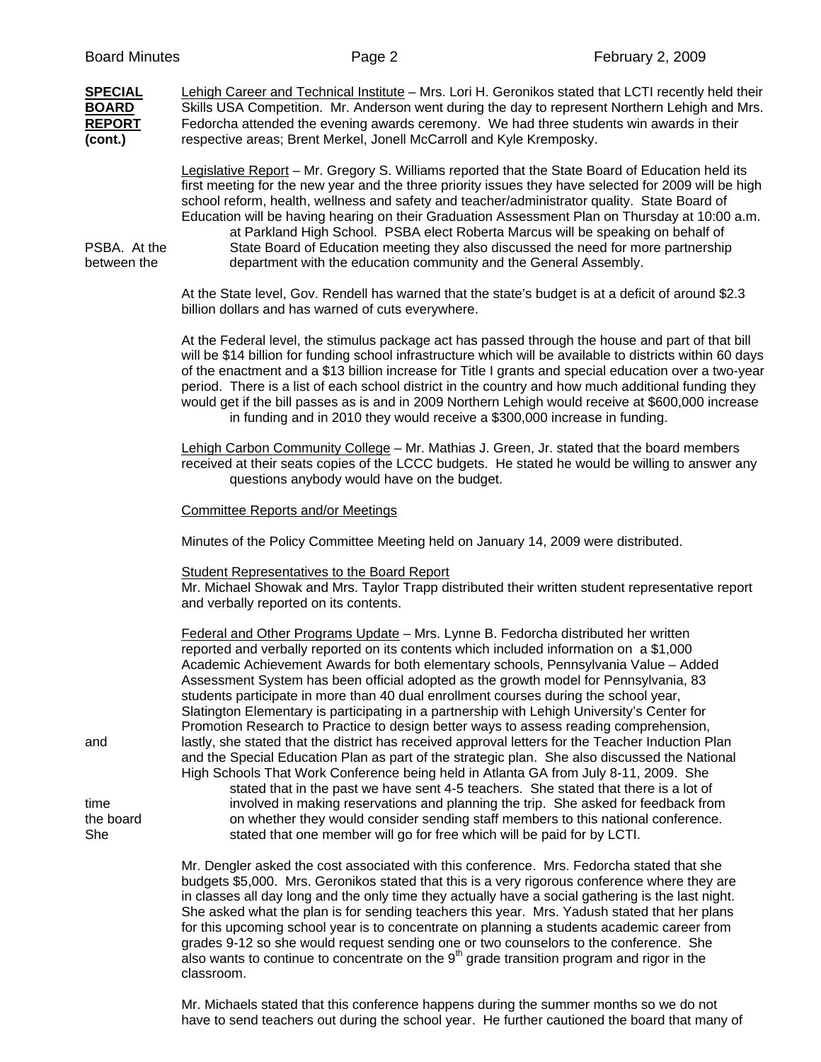**SPECIAL BOARD REPORT (cont.)**

Lehigh Career and Technical Institute – Mrs. Lori H. Geronikos stated that LCTI recently held their Skills USA Competition. Mr. Anderson went during the day to represent Northern Lehigh and Mrs. Fedorcha attended the evening awards ceremony. We had three students win awards in their respective areas; Brent Merkel, Jonell McCarroll and Kyle Kremposky.

Legislative Report – Mr. Gregory S. Williams reported that the State Board of Education held its first meeting for the new year and the three priority issues they have selected for 2009 will be high school reform, health, wellness and safety and teacher/administrator quality. State Board of Education will be having hearing on their Graduation Assessment Plan on Thursday at 10:00 a.m. at Parkland High School. PSBA elect Roberta Marcus will be speaking on behalf of PSBA. At the State Board of Education meeting they also discussed the need for more partnership between the department with the education community and the General Assembly.

At the State level, Gov. Rendell has warned that the state's budget is at a deficit of around $2.3 billion dollars and has warned of cuts everywhere.

At the Federal level, the stimulus package act has passed through the house and part of that bill will be $14 billion for funding school infrastructure which will be available to districts within 60 days of the enactment and a $13 billion increase for Title I grants and special education over a two-year period. There is a list of each school district in the country and how much additional funding they would get if the bill passes as is and in 2009 Northern Lehigh would receive at $600,000 increase in funding and in 2010 they would receive a $300,000 increase in funding.

Lehigh Carbon Community College – Mr. Mathias J. Green, Jr. stated that the board members received at their seats copies of the LCCC budgets. He stated he would be willing to answer any questions anybody would have on the budget.

Committee Reports and/or Meetings

Minutes of the Policy Committee Meeting held on January 14, 2009 were distributed.

Student Representatives to the Board Report
Mr. Michael Showak and Mrs. Taylor Trapp distributed their written student representative report and verbally reported on its contents.

Federal and Other Programs Update – Mrs. Lynne B. Fedorcha distributed her written reported and verbally reported on its contents which included information on a $1,000 Academic Achievement Awards for both elementary schools, Pennsylvania Value – Added Assessment System has been official adopted as the growth model for Pennsylvania, 83 students participate in more than 40 dual enrollment courses during the school year, Slatington Elementary is participating in a partnership with Lehigh University's Center for Promotion Research to Practice to design better ways to assess reading comprehension, and lastly, she stated that the district has received approval letters for the Teacher Induction Plan and the Special Education Plan as part of the strategic plan. She also discussed the National High Schools That Work Conference being held in Atlanta GA from July 8-11, 2009. She stated that in the past we have sent 4-5 teachers. She stated that there is a lot of time involved in making reservations and planning the trip. She asked for feedback from the board on whether they would consider sending staff members to this national conference. She stated that one member will go for free which will be paid for by LCTI.

Mr. Dengler asked the cost associated with this conference. Mrs. Fedorcha stated that she budgets $5,000. Mrs. Geronikos stated that this is a very rigorous conference where they are in classes all day long and the only time they actually have a social gathering is the last night. She asked what the plan is for sending teachers this year. Mrs. Yadush stated that her plans for this upcoming school year is to concentrate on planning a students academic career from grades 9-12 so she would request sending one or two counselors to the conference. She also wants to continue to concentrate on the 9th grade transition program and rigor in the classroom.

Mr. Michaels stated that this conference happens during the summer months so we do not have to send teachers out during the school year. He further cautioned the board that many of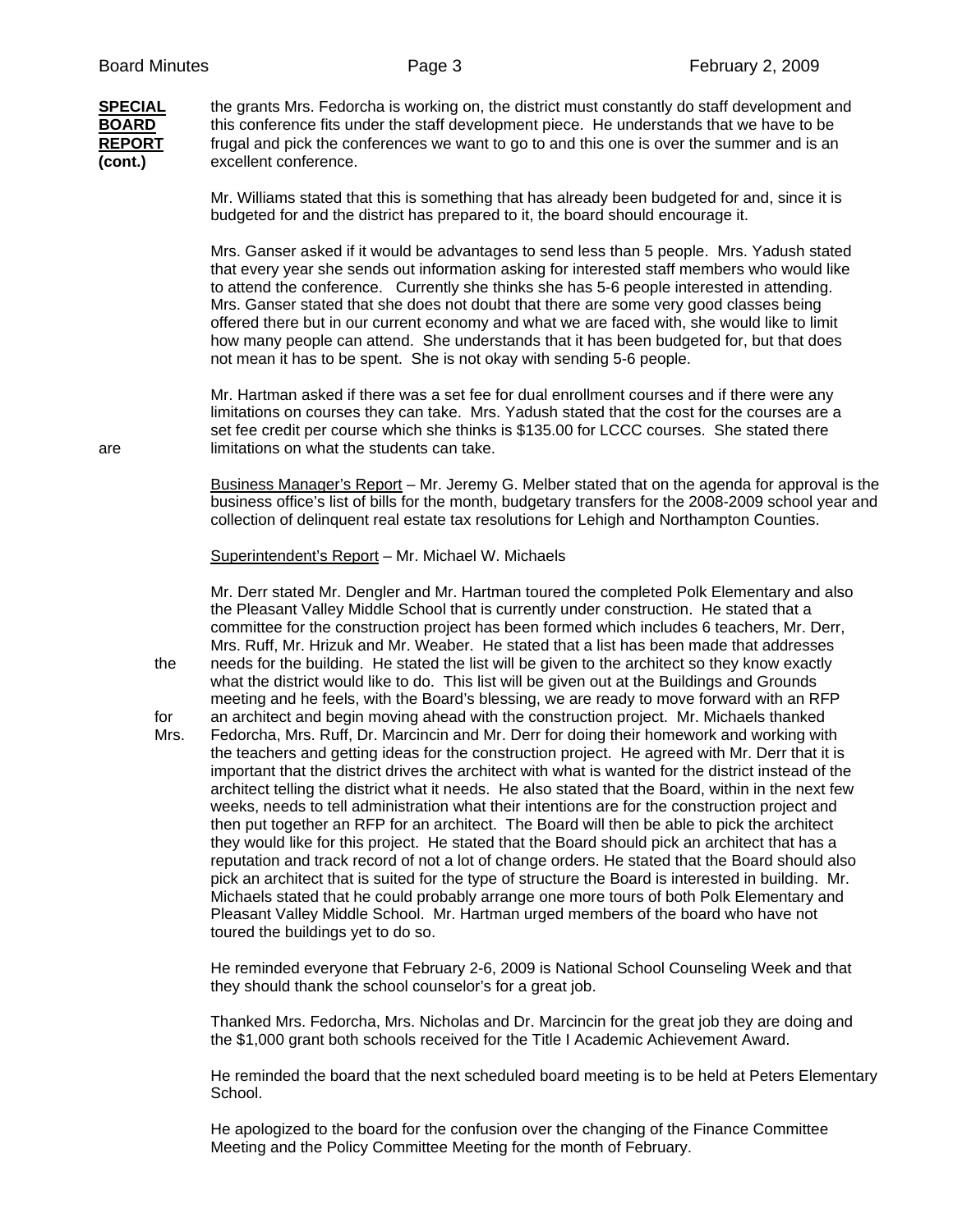**SPECIAL BOARD REPORT (cont.)**

the grants Mrs. Fedorcha is working on, the district must constantly do staff development and this conference fits under the staff development piece. He understands that we have to be frugal and pick the conferences we want to go to and this one is over the summer and is an excellent conference.

Mr. Williams stated that this is something that has already been budgeted for and, since it is budgeted for and the district has prepared to it, the board should encourage it.

Mrs. Ganser asked if it would be advantages to send less than 5 people. Mrs. Yadush stated that every year she sends out information asking for interested staff members who would like to attend the conference. Currently she thinks she has 5-6 people interested in attending. Mrs. Ganser stated that she does not doubt that there are some very good classes being offered there but in our current economy and what we are faced with, she would like to limit how many people can attend. She understands that it has been budgeted for, but that does not mean it has to be spent. She is not okay with sending 5-6 people.

Mr. Hartman asked if there was a set fee for dual enrollment courses and if there were any limitations on courses they can take. Mrs. Yadush stated that the cost for the courses are a set fee credit per course which she thinks is $135.00 for LCCC courses. She stated there are limitations on what the students can take.

Business Manager's Report – Mr. Jeremy G. Melber stated that on the agenda for approval is the business office's list of bills for the month, budgetary transfers for the 2008-2009 school year and collection of delinquent real estate tax resolutions for Lehigh and Northampton Counties.

Superintendent's Report – Mr. Michael W. Michaels

Mr. Derr stated Mr. Dengler and Mr. Hartman toured the completed Polk Elementary and also the Pleasant Valley Middle School that is currently under construction. He stated that a committee for the construction project has been formed which includes 6 teachers, Mr. Derr, Mrs. Ruff, Mr. Hrizuk and Mr. Weaber. He stated that a list has been made that addresses the needs for the building. He stated the list will be given to the architect so they know exactly what the district would like to do. This list will be given out at the Buildings and Grounds meeting and he feels, with the Board's blessing, we are ready to move forward with an RFP for an architect and begin moving ahead with the construction project. Mr. Michaels thanked Mrs. Fedorcha, Mrs. Ruff, Dr. Marcincin and Mr. Derr for doing their homework and working with the teachers and getting ideas for the construction project. He agreed with Mr. Derr that it is important that the district drives the architect with what is wanted for the district instead of the architect telling the district what it needs. He also stated that the Board, within in the next few weeks, needs to tell administration what their intentions are for the construction project and then put together an RFP for an architect. The Board will then be able to pick the architect they would like for this project. He stated that the Board should pick an architect that has a reputation and track record of not a lot of change orders. He stated that the Board should also pick an architect that is suited for the type of structure the Board is interested in building. Mr. Michaels stated that he could probably arrange one more tours of both Polk Elementary and Pleasant Valley Middle School. Mr. Hartman urged members of the board who have not toured the buildings yet to do so.

He reminded everyone that February 2-6, 2009 is National School Counseling Week and that they should thank the school counselor's for a great job.

Thanked Mrs. Fedorcha, Mrs. Nicholas and Dr. Marcincin for the great job they are doing and the $1,000 grant both schools received for the Title I Academic Achievement Award.

He reminded the board that the next scheduled board meeting is to be held at Peters Elementary School.

He apologized to the board for the confusion over the changing of the Finance Committee Meeting and the Policy Committee Meeting for the month of February.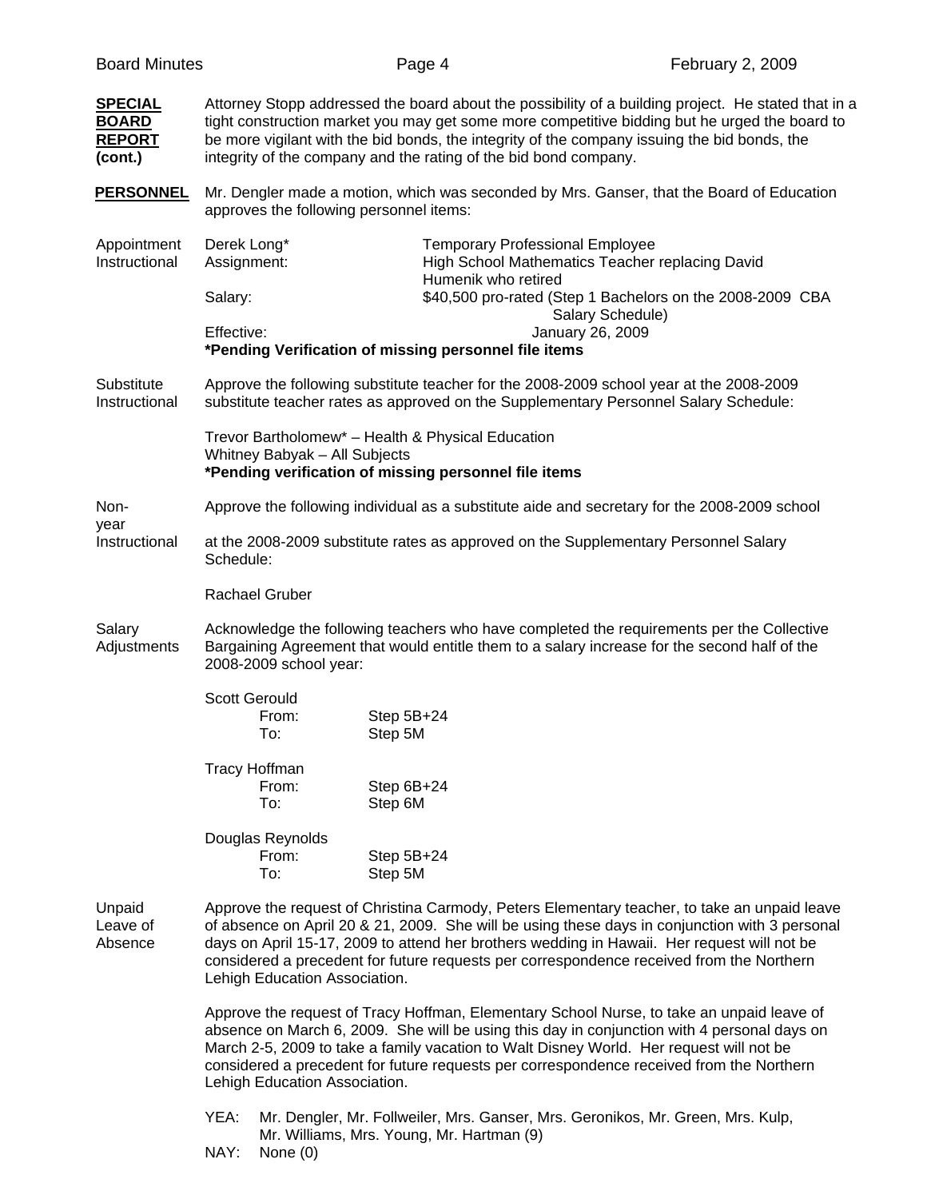**SPECIAL BOARD REPORT (cont.)**

Attorney Stopp addressed the board about the possibility of a building project. He stated that in a tight construction market you may get some more competitive bidding but he urged the board to be more vigilant with the bid bonds, the integrity of the company issuing the bid bonds, the integrity of the company and the rating of the bid bond company.

**PERSONNEL**

Mr. Dengler made a motion, which was seconded by Mrs. Ganser, that the Board of Education approves the following personnel items:

Appointment Instructional

Derek Long* — Temporary Professional Employee
Assignment: High School Mathematics Teacher replacing David Humenik who retired
Salary: $40,500 pro-rated (Step 1 Bachelors on the 2008-2009 CBA Salary Schedule)
Effective: January 26, 2009
**\*Pending Verification of missing personnel file items**

Substitute Instructional

Approve the following substitute teacher for the 2008-2009 school year at the 2008-2009 substitute teacher rates as approved on the Supplementary Personnel Salary Schedule:

Trevor Bartholomew* – Health & Physical Education
Whitney Babyak – All Subjects
**\*Pending verification of missing personnel file items**

Non-Instructional

Approve the following individual as a substitute aide and secretary for the 2008-2009 school year at the 2008-2009 substitute rates as approved on the Supplementary Personnel Salary Schedule:

Rachael Gruber

Salary Adjustments

Acknowledge the following teachers who have completed the requirements per the Collective Bargaining Agreement that would entitle them to a salary increase for the second half of the 2008-2009 school year:

Scott Gerould
From: Step 5B+24
To: Step 5M

Tracy Hoffman
From: Step 6B+24
To: Step 6M

Douglas Reynolds
From: Step 5B+24
To: Step 5M

Unpaid Leave of Absence

Approve the request of Christina Carmody, Peters Elementary teacher, to take an unpaid leave of absence on April 20 & 21, 2009. She will be using these days in conjunction with 3 personal days on April 15-17, 2009 to attend her brothers wedding in Hawaii. Her request will not be considered a precedent for future requests per correspondence received from the Northern Lehigh Education Association.

Approve the request of Tracy Hoffman, Elementary School Nurse, to take an unpaid leave of absence on March 6, 2009. She will be using this day in conjunction with 4 personal days on March 2-5, 2009 to take a family vacation to Walt Disney World. Her request will not be considered a precedent for future requests per correspondence received from the Northern Lehigh Education Association.

YEA: Mr. Dengler, Mr. Follweiler, Mrs. Ganser, Mrs. Geronikos, Mr. Green, Mrs. Kulp, Mr. Williams, Mrs. Young, Mr. Hartman (9)
NAY: None (0)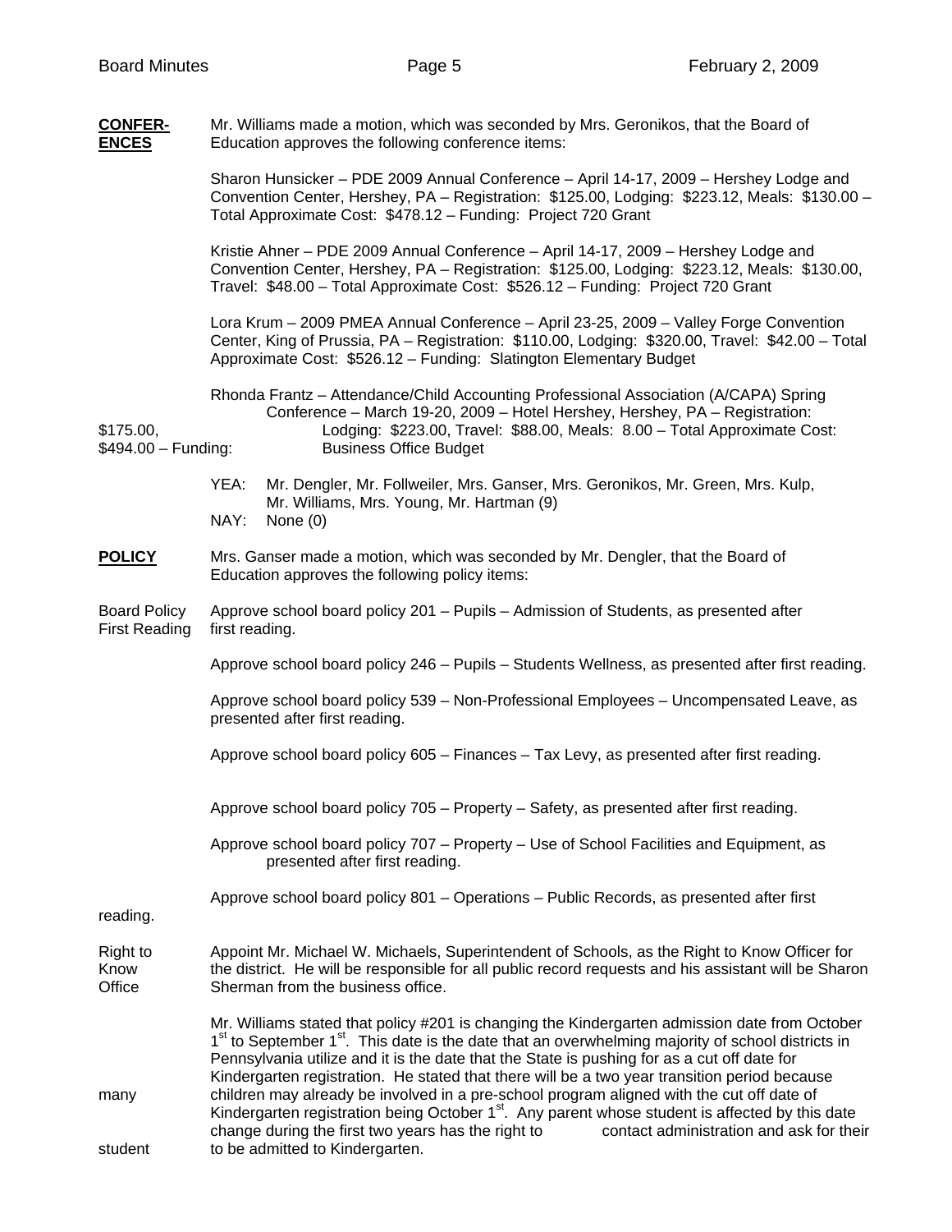**CONFER-ENCES** Mr. Williams made a motion, which was seconded by Mrs. Geronikos, that the Board of Education approves the following conference items:

Sharon Hunsicker – PDE 2009 Annual Conference – April 14-17, 2009 – Hershey Lodge and Convention Center, Hershey, PA – Registration: $125.00, Lodging: $223.12, Meals: $130.00 – Total Approximate Cost: $478.12 – Funding: Project 720 Grant

Kristie Ahner – PDE 2009 Annual Conference – April 14-17, 2009 – Hershey Lodge and Convention Center, Hershey, PA – Registration: $125.00, Lodging: $223.12, Meals: $130.00, Travel: $48.00 – Total Approximate Cost: $526.12 – Funding: Project 720 Grant

Lora Krum – 2009 PMEA Annual Conference – April 23-25, 2009 – Valley Forge Convention Center, King of Prussia, PA – Registration: $110.00, Lodging: $320.00, Travel: $42.00 – Total Approximate Cost: $526.12 – Funding: Slatington Elementary Budget

Rhonda Frantz – Attendance/Child Accounting Professional Association (A/CAPA) Spring Conference – March 19-20, 2009 – Hotel Hershey, Hershey, PA – Registration: $175.00, Lodging: $223.00, Travel: $88.00, Meals: 8.00 – Total Approximate Cost: $494.00 – Funding: Business Office Budget

YEA: Mr. Dengler, Mr. Follweiler, Mrs. Ganser, Mrs. Geronikos, Mr. Green, Mrs. Kulp, Mr. Williams, Mrs. Young, Mr. Hartman (9)
NAY: None (0)

**POLICY** Mrs. Ganser made a motion, which was seconded by Mr. Dengler, that the Board of Education approves the following policy items:

Board Policy First Reading

Approve school board policy 201 – Pupils – Admission of Students, as presented after first reading.

Approve school board policy 246 – Pupils – Students Wellness, as presented after first reading.

Approve school board policy 539 – Non-Professional Employees – Uncompensated Leave, as presented after first reading.

Approve school board policy 605 – Finances – Tax Levy, as presented after first reading.

Approve school board policy 705 – Property – Safety, as presented after first reading.

Approve school board policy 707 – Property – Use of School Facilities and Equipment, as presented after first reading.

Approve school board policy 801 – Operations – Public Records, as presented after first reading.

Right to Know Office

Appoint Mr. Michael W. Michaels, Superintendent of Schools, as the Right to Know Officer for the district. He will be responsible for all public record requests and his assistant will be Sharon Sherman from the business office.

Mr. Williams stated that policy #201 is changing the Kindergarten admission date from October 1st to September 1st. This date is the date that an overwhelming majority of school districts in Pennsylvania utilize and it is the date that the State is pushing for as a cut off date for Kindergarten registration. He stated that there will be a two year transition period because many children may already be involved in a pre-school program aligned with the cut off date of Kindergarten registration being October 1st. Any parent whose student is affected by this date change during the first two years has the right to contact administration and ask for their student to be admitted to Kindergarten.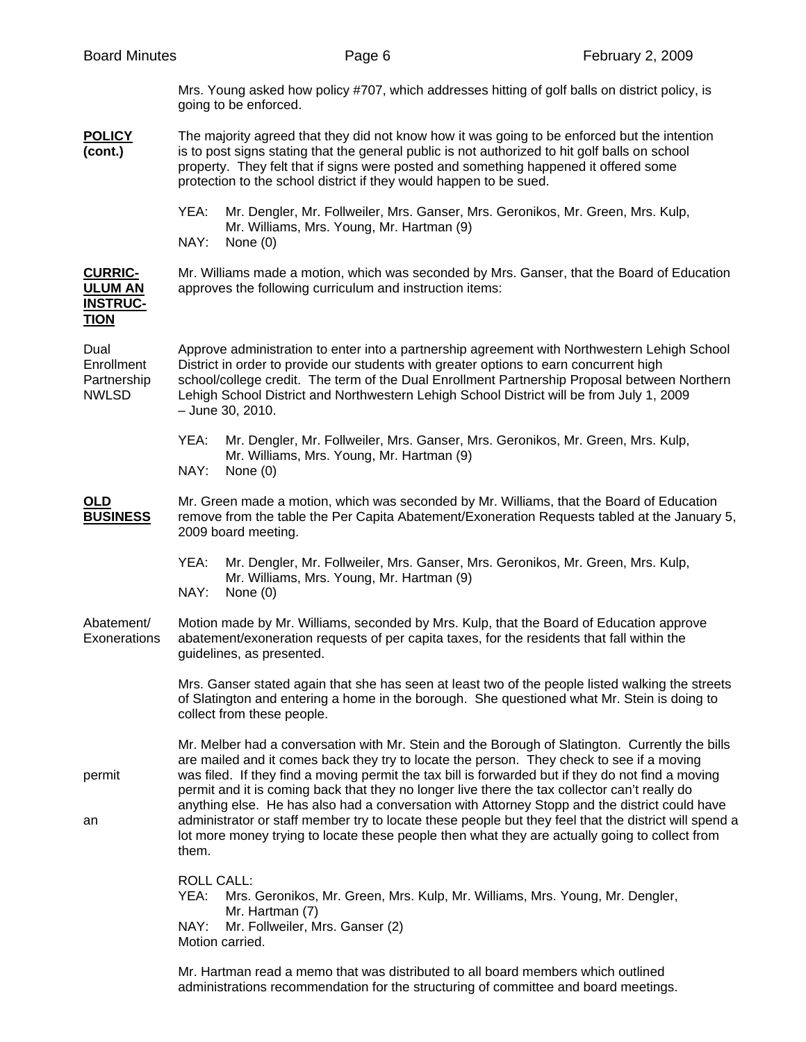Mrs. Young asked how policy #707, which addresses hitting of golf balls on district policy, is going to be enforced.

**POLICY (cont.)**

The majority agreed that they did not know how it was going to be enforced but the intention is to post signs stating that the general public is not authorized to hit golf balls on school property. They felt that if signs were posted and something happened it offered some protection to the school district if they would happen to be sued.

YEA: Mr. Dengler, Mr. Follweiler, Mrs. Ganser, Mrs. Geronikos, Mr. Green, Mrs. Kulp, Mr. Williams, Mrs. Young, Mr. Hartman (9)
NAY: None (0)

**CURRICULUM AN INSTRUCTION**

Mr. Williams made a motion, which was seconded by Mrs. Ganser, that the Board of Education approves the following curriculum and instruction items:

Dual Enrollment Partnership NWLSD

Approve administration to enter into a partnership agreement with Northwestern Lehigh School District in order to provide our students with greater options to earn concurrent high school/college credit. The term of the Dual Enrollment Partnership Proposal between Northern Lehigh School District and Northwestern Lehigh School District will be from July 1, 2009 – June 30, 2010.

YEA: Mr. Dengler, Mr. Follweiler, Mrs. Ganser, Mrs. Geronikos, Mr. Green, Mrs. Kulp, Mr. Williams, Mrs. Young, Mr. Hartman (9)
NAY: None (0)

**OLD BUSINESS**

Mr. Green made a motion, which was seconded by Mr. Williams, that the Board of Education remove from the table the Per Capita Abatement/Exoneration Requests tabled at the January 5, 2009 board meeting.

YEA: Mr. Dengler, Mr. Follweiler, Mrs. Ganser, Mrs. Geronikos, Mr. Green, Mrs. Kulp, Mr. Williams, Mrs. Young, Mr. Hartman (9)
NAY: None (0)

Abatement/ Exonerations

Motion made by Mr. Williams, seconded by Mrs. Kulp, that the Board of Education approve abatement/exoneration requests of per capita taxes, for the residents that fall within the guidelines, as presented.

Mrs. Ganser stated again that she has seen at least two of the people listed walking the streets of Slatington and entering a home in the borough. She questioned what Mr. Stein is doing to collect from these people.

Mr. Melber had a conversation with Mr. Stein and the Borough of Slatington. Currently the bills are mailed and it comes back they try to locate the person. They check to see if a moving permit was filed. If they find a moving permit the tax bill is forwarded but if they do not find a moving permit and it is coming back that they no longer live there the tax collector can't really do anything else. He has also had a conversation with Attorney Stopp and the district could have an administrator or staff member try to locate these people but they feel that the district will spend a lot more money trying to locate these people then what they are actually going to collect from them.

ROLL CALL:
YEA: Mrs. Geronikos, Mr. Green, Mrs. Kulp, Mr. Williams, Mrs. Young, Mr. Dengler, Mr. Hartman (7)
NAY: Mr. Follweiler, Mrs. Ganser (2)
Motion carried.

Mr. Hartman read a memo that was distributed to all board members which outlined administrations recommendation for the structuring of committee and board meetings.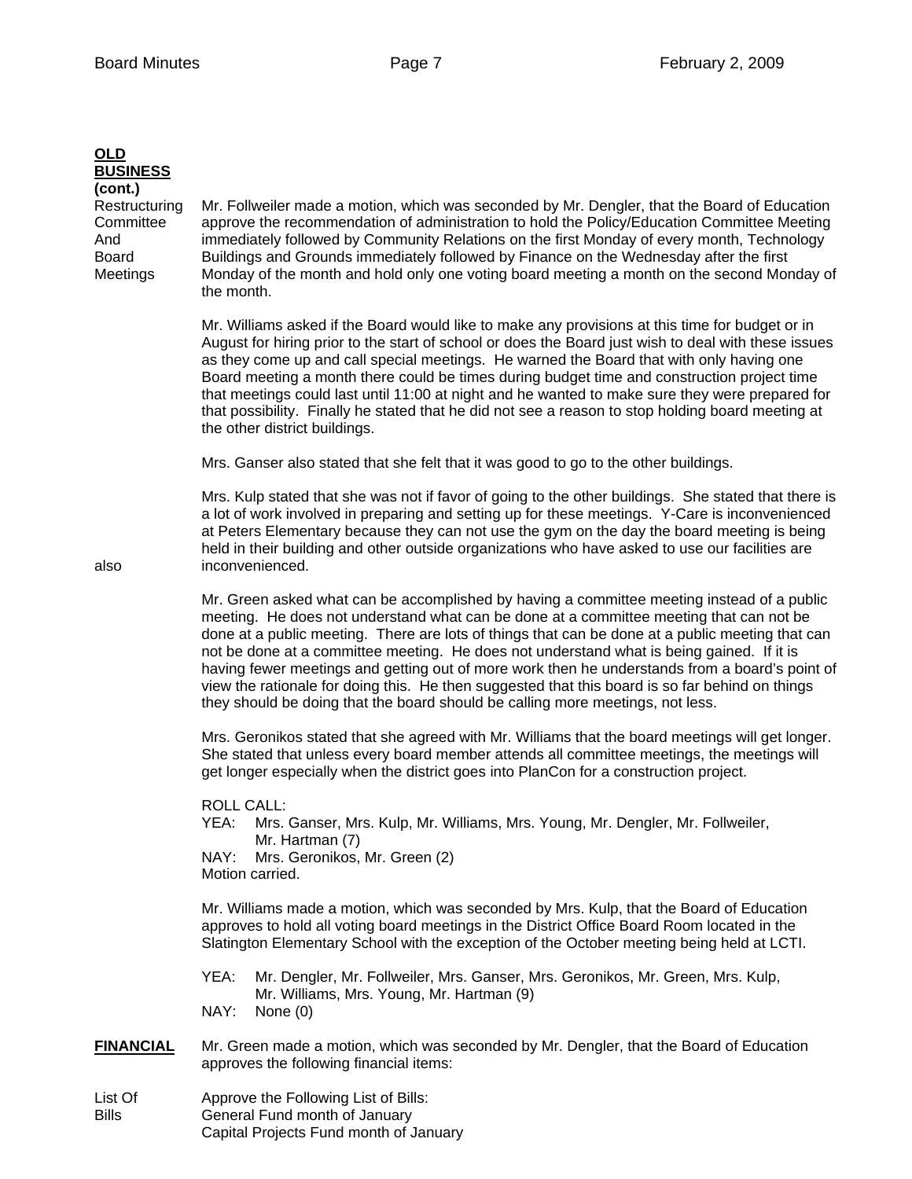**OLD BUSINESS (cont.)**

Restructuring Committee And Board Meetings

Mr. Follweiler made a motion, which was seconded by Mr. Dengler, that the Board of Education approve the recommendation of administration to hold the Policy/Education Committee Meeting immediately followed by Community Relations on the first Monday of every month, Technology Buildings and Grounds immediately followed by Finance on the Wednesday after the first Monday of the month and hold only one voting board meeting a month on the second Monday of the month.

Mr. Williams asked if the Board would like to make any provisions at this time for budget or in August for hiring prior to the start of school or does the Board just wish to deal with these issues as they come up and call special meetings. He warned the Board that with only having one Board meeting a month there could be times during budget time and construction project time that meetings could last until 11:00 at night and he wanted to make sure they were prepared for that possibility. Finally he stated that he did not see a reason to stop holding board meeting at the other district buildings.

Mrs. Ganser also stated that she felt that it was good to go to the other buildings.

Mrs. Kulp stated that she was not if favor of going to the other buildings. She stated that there is a lot of work involved in preparing and setting up for these meetings. Y-Care is inconvenienced at Peters Elementary because they can not use the gym on the day the board meeting is being held in their building and other outside organizations who have asked to use our facilities are also inconvenienced.

Mr. Green asked what can be accomplished by having a committee meeting instead of a public meeting. He does not understand what can be done at a committee meeting that can not be done at a public meeting. There are lots of things that can be done at a public meeting that can not be done at a committee meeting. He does not understand what is being gained. If it is having fewer meetings and getting out of more work then he understands from a board's point of view the rationale for doing this. He then suggested that this board is so far behind on things they should be doing that the board should be calling more meetings, not less.

Mrs. Geronikos stated that she agreed with Mr. Williams that the board meetings will get longer. She stated that unless every board member attends all committee meetings, the meetings will get longer especially when the district goes into PlanCon for a construction project.

ROLL CALL:
YEA: Mrs. Ganser, Mrs. Kulp, Mr. Williams, Mrs. Young, Mr. Dengler, Mr. Follweiler, Mr. Hartman (7)
NAY: Mrs. Geronikos, Mr. Green (2)
Motion carried.

Mr. Williams made a motion, which was seconded by Mrs. Kulp, that the Board of Education approves to hold all voting board meetings in the District Office Board Room located in the Slatington Elementary School with the exception of the October meeting being held at LCTI.

YEA: Mr. Dengler, Mr. Follweiler, Mrs. Ganser, Mrs. Geronikos, Mr. Green, Mrs. Kulp, Mr. Williams, Mrs. Young, Mr. Hartman (9)
NAY: None (0)

**FINANCIAL**

Mr. Green made a motion, which was seconded by Mr. Dengler, that the Board of Education approves the following financial items:

List Of Bills

Approve the Following List of Bills:
General Fund month of January
Capital Projects Fund month of January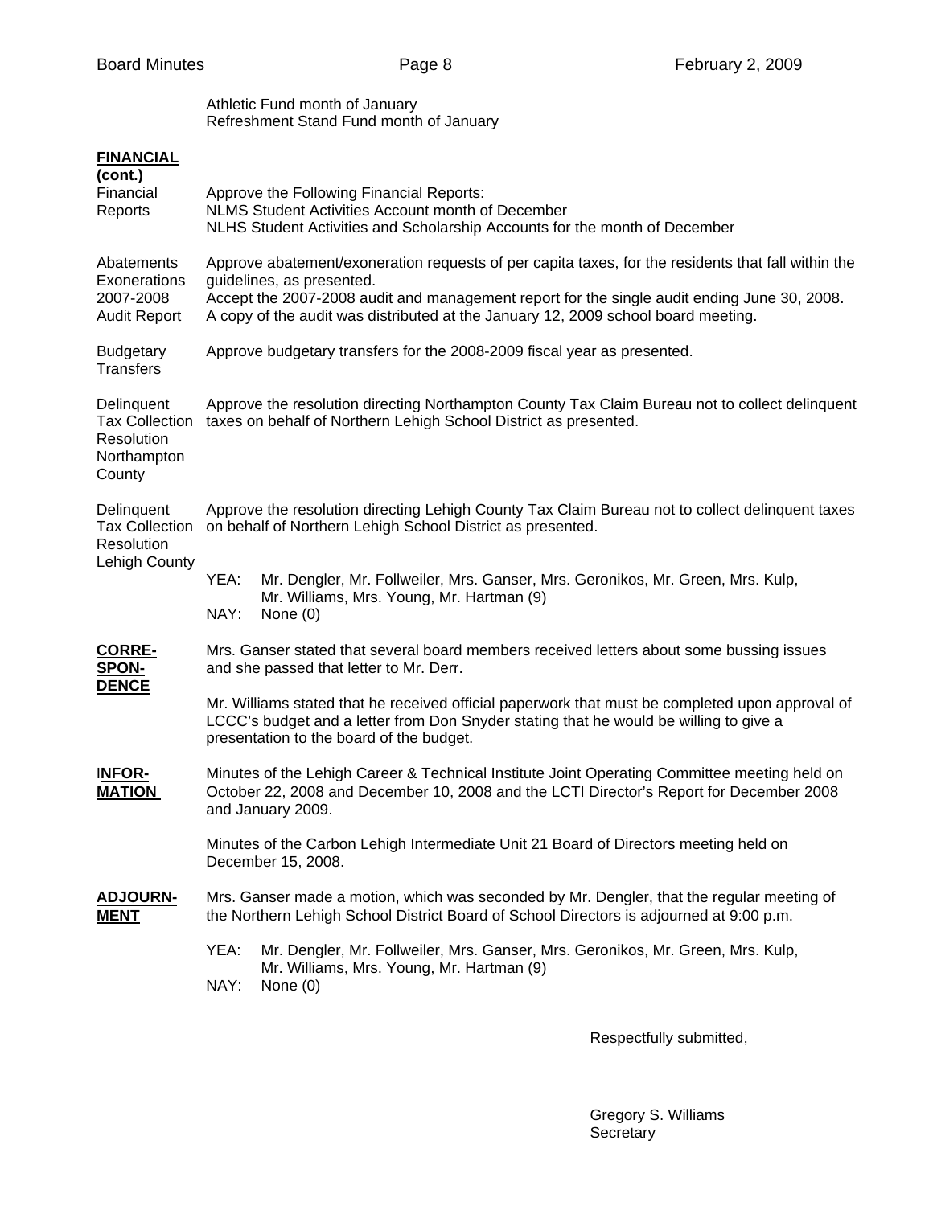Athletic Fund month of January
Refreshment Stand Fund month of January

**FINANCIAL (cont.)**

Financial Reports — Approve the Following Financial Reports:
NLMS Student Activities Account month of December
NLHS Student Activities and Scholarship Accounts for the month of December

Abatements Exonerations — Approve abatement/exoneration requests of per capita taxes, for the residents that fall within the guidelines, as presented.

2007-2008 Audit Report — Accept the 2007-2008 audit and management report for the single audit ending June 30, 2008. A copy of the audit was distributed at the January 12, 2009 school board meeting.

Budgetary Transfers — Approve budgetary transfers for the 2008-2009 fiscal year as presented.

Delinquent Tax Collection Resolution Northampton County — Approve the resolution directing Northampton County Tax Claim Bureau not to collect delinquent taxes on behalf of Northern Lehigh School District as presented.

Delinquent Tax Collection Resolution Lehigh County — Approve the resolution directing Lehigh County Tax Claim Bureau not to collect delinquent taxes on behalf of Northern Lehigh School District as presented.

YEA: Mr. Dengler, Mr. Follweiler, Mrs. Ganser, Mrs. Geronikos, Mr. Green, Mrs. Kulp, Mr. Williams, Mrs. Young, Mr. Hartman (9)
NAY: None (0)

**CORRESPONDENCE**

Mrs. Ganser stated that several board members received letters about some bussing issues and she passed that letter to Mr. Derr.

Mr. Williams stated that he received official paperwork that must be completed upon approval of LCCC's budget and a letter from Don Snyder stating that he would be willing to give a presentation to the board of the budget.

**INFORMATION**

Minutes of the Lehigh Career & Technical Institute Joint Operating Committee meeting held on October 22, 2008 and December 10, 2008 and the LCTI Director's Report for December 2008 and January 2009.

Minutes of the Carbon Lehigh Intermediate Unit 21 Board of Directors meeting held on December 15, 2008.

**ADJOURNMENT**

Mrs. Ganser made a motion, which was seconded by Mr. Dengler, that the regular meeting of the Northern Lehigh School District Board of School Directors is adjourned at 9:00 p.m.

YEA: Mr. Dengler, Mr. Follweiler, Mrs. Ganser, Mrs. Geronikos, Mr. Green, Mrs. Kulp, Mr. Williams, Mrs. Young, Mr. Hartman (9)
NAY: None (0)

Respectfully submitted,

Gregory S. Williams
Secretary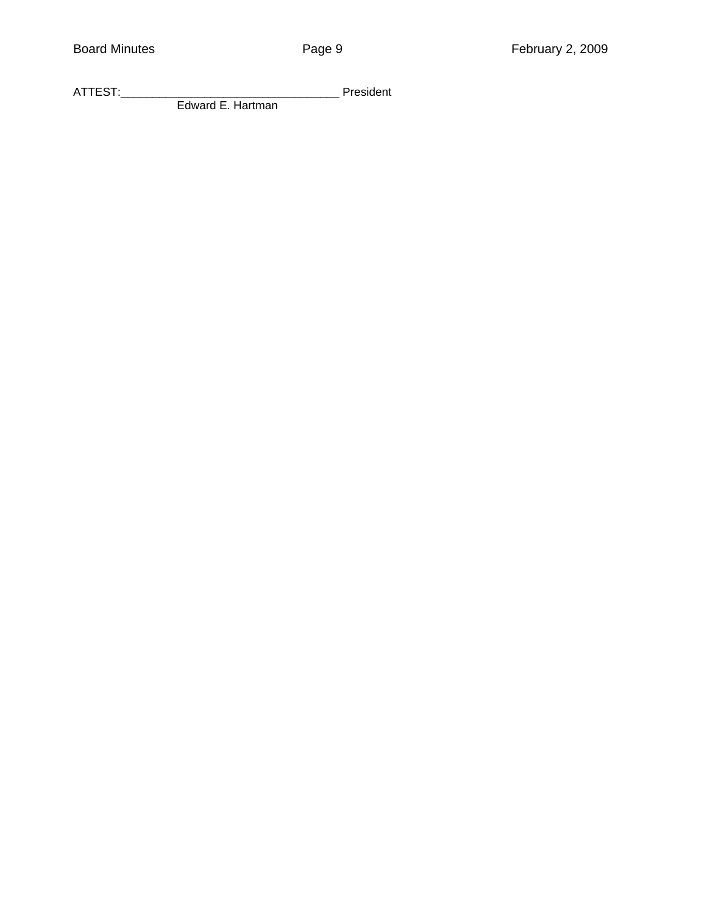ATTEST:__________________________________ President
Edward E. Hartman